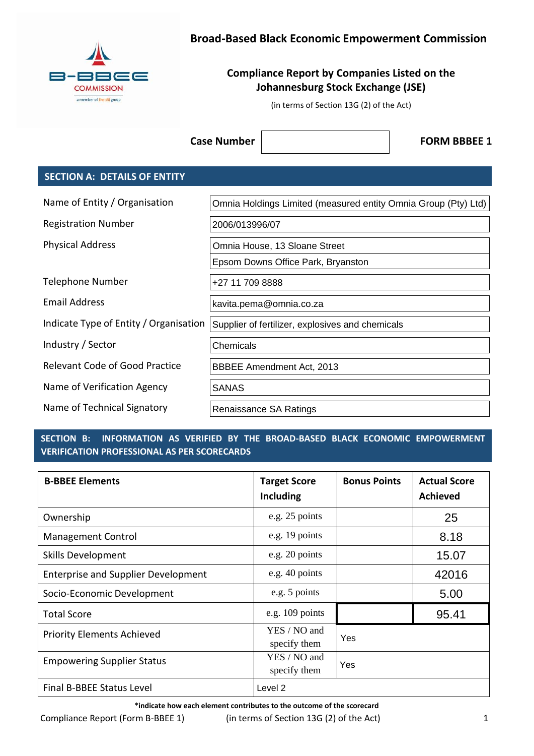# Broad-Based Black Economic Empowerment Commission

## Compliance Report by Companies Listed on the Johannesburg Stock Exchange (JSE)

(in terms of Section 13G (2) of the Act)

**Case Number** | | **FORM BBBEE 1**

## SECTION A: DETAILS OF ENTITY

| | |
|---|---|
| Name of Entity / Organisation | Omnia Holdings Limited (measured entity Omnia Group (Pty) Ltd) |
| Registration Number | 2006/013996/07 |
| Physical Address | Omnia House, 13 Sloane Street<br>Epsom Downs Office Park, Bryanston |
| Telephone Number | +27 11 709 8888 |
| Email Address | kavita.pema@omnia.co.za |
| Indicate Type of Entity / Organisation | Supplier of fertilizer, explosives and chemicals |
| Industry / Sector | Chemicals |
| Relevant Code of Good Practice | BBBEE Amendment Act, 2013 |
| Name of Verification Agency | SANAS |
| Name of Technical Signatory | Renaissance SA Ratings |

## SECTION B: INFORMATION AS VERIFIED BY THE BROAD-BASED BLACK ECONOMIC EMPOWERMENT VERIFICATION PROFESSIONAL AS PER SCORECARDS

| B-BBEE Elements | Target Score Including | Bonus Points | Actual Score Achieved |
|---|---|---|---|
| Ownership | e.g. 25 points | | 25 |
| Management Control | e.g. 19 points | | 8.18 |
| Skills Development | e.g. 20 points | | 15.07 |
| Enterprise and Supplier Development | e.g. 40 points | | 42016 |
| Socio-Economic Development | e.g. 5 points | | 5.00 |
| Total Score | e.g. 109 points | | 95.41 |
| Priority Elements Achieved | YES / NO and specify them | Yes | |
| Empowering Supplier Status | YES / NO and specify them | Yes | |
| Final B-BBEE Status Level | Level 2 | | |

**\*indicate how each element contributes to the outcome of the scorecard**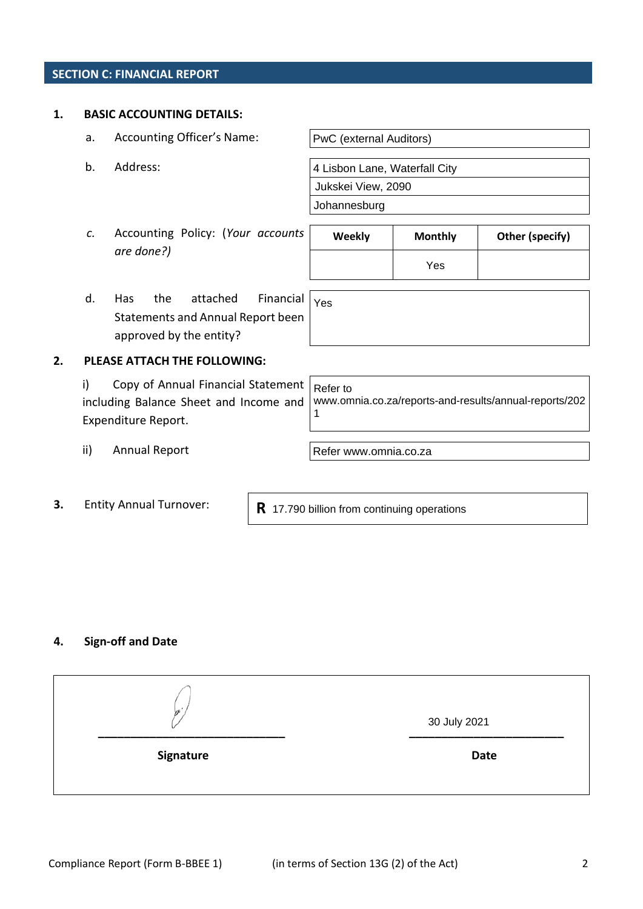## SECTION C: FINANCIAL REPORT

**1. BASIC ACCOUNTING DETAILS:**

a. Accounting Officer's Name: PwC (external Auditors)

b. Address:

4 Lisbon Lane, Waterfall City
Jukskei View, 2090
Johannesburg

c. Accounting Policy: (*Your accounts are done?)*

| Weekly | Monthly | Other (specify) |
|---|---|---|
| | Yes | |

d. Has the attached Financial Statements and Annual Report been approved by the entity? Yes

**2. PLEASE ATTACH THE FOLLOWING:**

i) Copy of Annual Financial Statement including Balance Sheet and Income and Expenditure Report.

Refer to www.omnia.co.za/reports-and-results/annual-reports/2021

ii) Annual Report

Refer www.omnia.co.za

**3. Entity Annual Turnover:** **R** 17.790 billion from continuing operations

**4. Sign-off and Date**

| | |
|---|---|
| ______________________ | 30 July 2021 |
| **Signature** | **Date** |